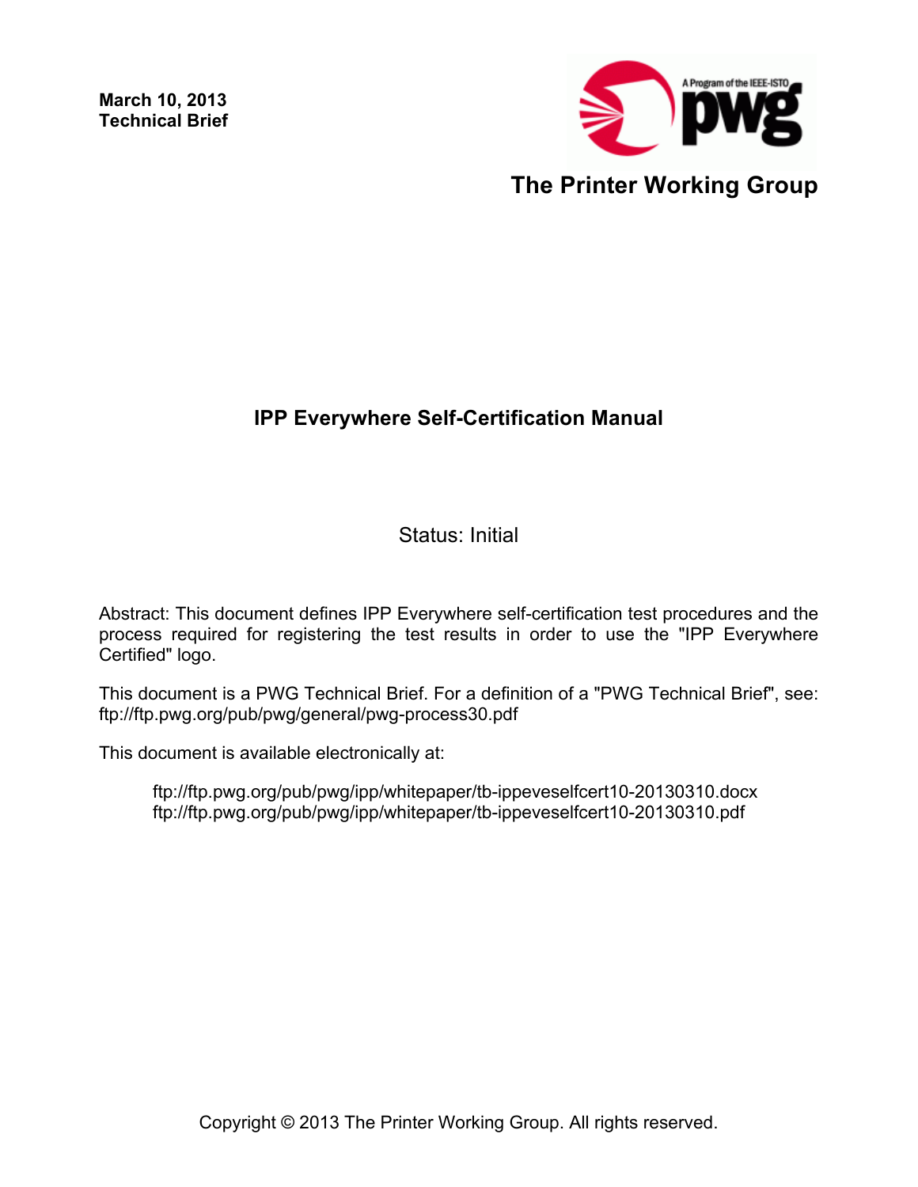**March 10, 2013**
**Technical Brief**

**The Printer Working Group**

# IPP Everywhere Self-Certification Manual

Status: Initial

Abstract: This document defines IPP Everywhere self-certification test procedures and the process required for registering the test results in order to use the "IPP Everywhere Certified" logo.

This document is a PWG Technical Brief. For a definition of a "PWG Technical Brief", see: ftp://ftp.pwg.org/pub/pwg/general/pwg-process30.pdf

This document is available electronically at:

> ftp://ftp.pwg.org/pub/pwg/ipp/whitepaper/tb-ippeveselfcert10-20130310.docx
> ftp://ftp.pwg.org/pub/pwg/ipp/whitepaper/tb-ippeveselfcert10-20130310.pdf

Copyright © 2013 The Printer Working Group. All rights reserved.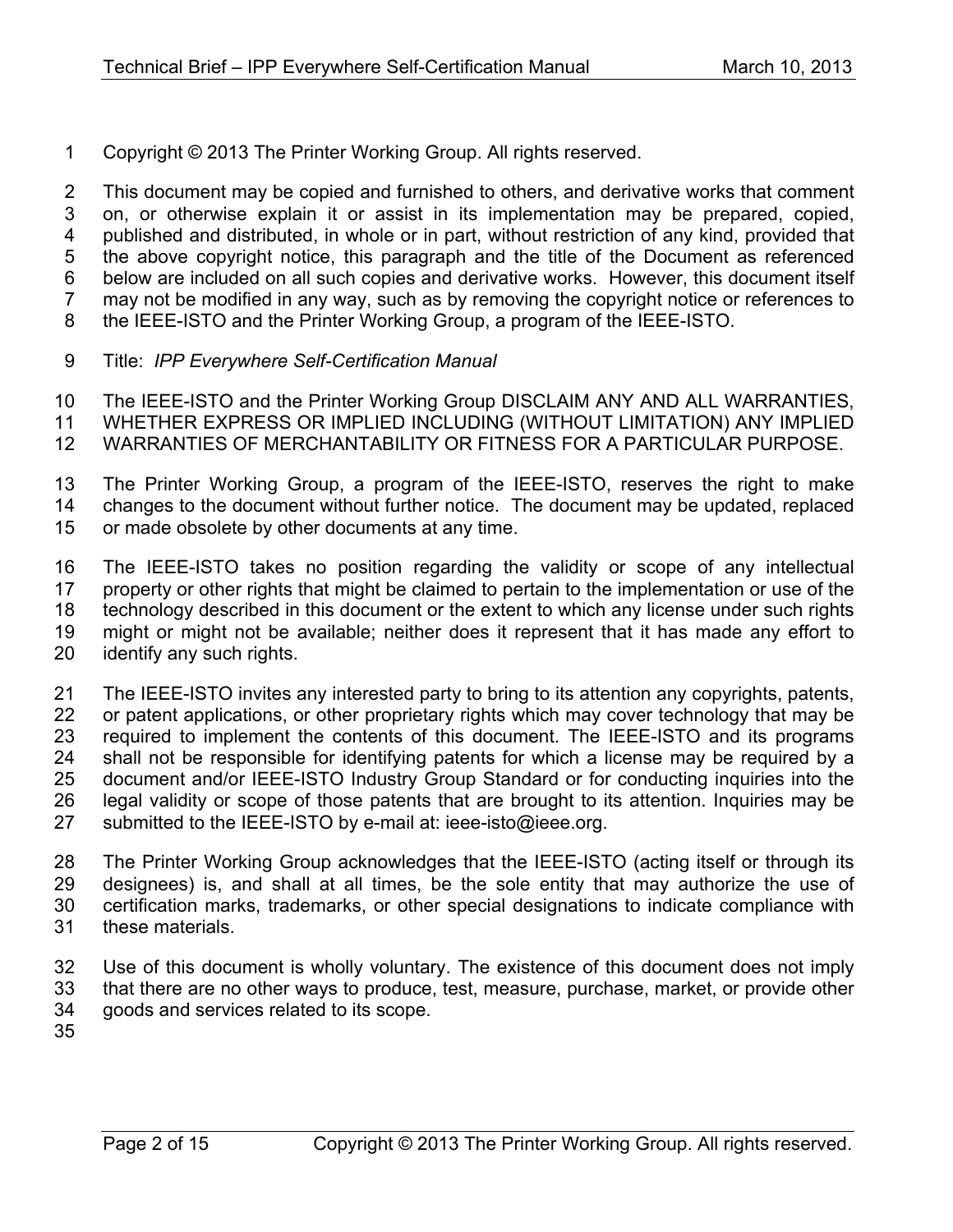Copyright © 2013 The Printer Working Group. All rights reserved.

This document may be copied and furnished to others, and derivative works that comment on, or otherwise explain it or assist in its implementation may be prepared, copied, published and distributed, in whole or in part, without restriction of any kind, provided that the above copyright notice, this paragraph and the title of the Document as referenced below are included on all such copies and derivative works. However, this document itself may not be modified in any way, such as by removing the copyright notice or references to the IEEE-ISTO and the Printer Working Group, a program of the IEEE-ISTO.

Title: *IPP Everywhere Self-Certification Manual*

The IEEE-ISTO and the Printer Working Group DISCLAIM ANY AND ALL WARRANTIES, WHETHER EXPRESS OR IMPLIED INCLUDING (WITHOUT LIMITATION) ANY IMPLIED WARRANTIES OF MERCHANTABILITY OR FITNESS FOR A PARTICULAR PURPOSE.

The Printer Working Group, a program of the IEEE-ISTO, reserves the right to make changes to the document without further notice. The document may be updated, replaced or made obsolete by other documents at any time.

The IEEE-ISTO takes no position regarding the validity or scope of any intellectual property or other rights that might be claimed to pertain to the implementation or use of the technology described in this document or the extent to which any license under such rights might or might not be available; neither does it represent that it has made any effort to identify any such rights.

The IEEE-ISTO invites any interested party to bring to its attention any copyrights, patents, or patent applications, or other proprietary rights which may cover technology that may be required to implement the contents of this document. The IEEE-ISTO and its programs shall not be responsible for identifying patents for which a license may be required by a document and/or IEEE-ISTO Industry Group Standard or for conducting inquiries into the legal validity or scope of those patents that are brought to its attention. Inquiries may be submitted to the IEEE-ISTO by e-mail at: ieee-isto@ieee.org.

The Printer Working Group acknowledges that the IEEE-ISTO (acting itself or through its designees) is, and shall at all times, be the sole entity that may authorize the use of certification marks, trademarks, or other special designations to indicate compliance with these materials.

Use of this document is wholly voluntary. The existence of this document does not imply that there are no other ways to produce, test, measure, purchase, market, or provide other goods and services related to its scope.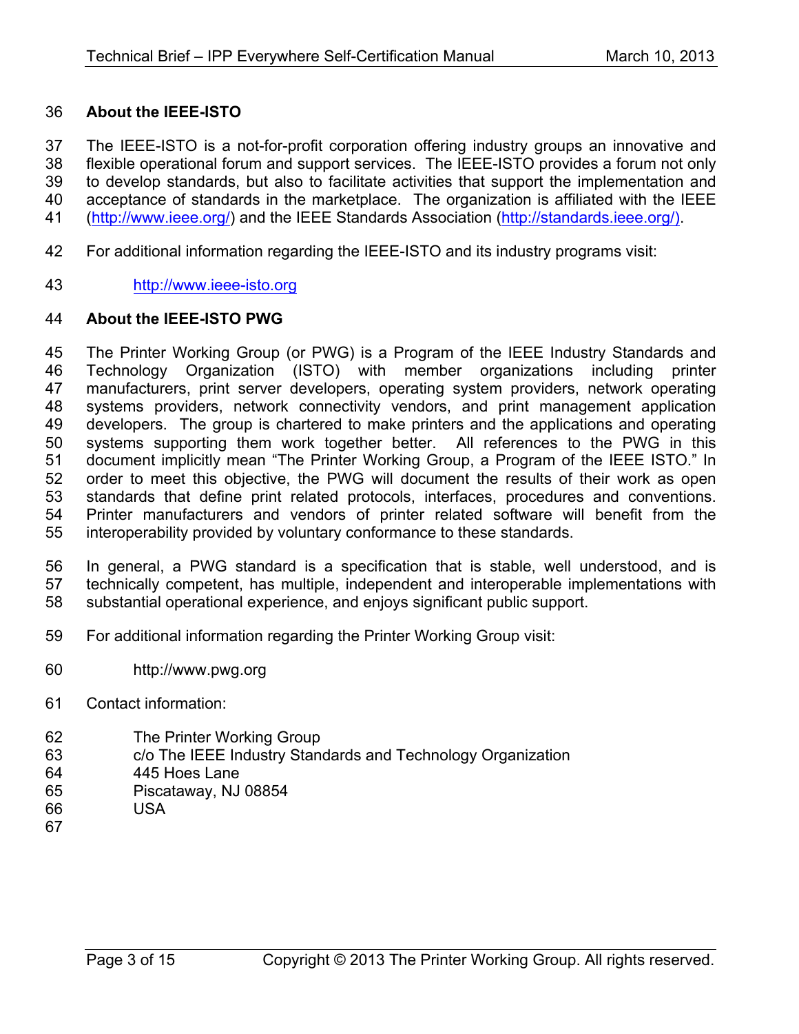## About the IEEE-ISTO

The IEEE-ISTO is a not-for-profit corporation offering industry groups an innovative and flexible operational forum and support services. The IEEE-ISTO provides a forum not only to develop standards, but also to facilitate activities that support the implementation and acceptance of standards in the marketplace. The organization is affiliated with the IEEE (http://www.ieee.org/) and the IEEE Standards Association (http://standards.ieee.org/).

For additional information regarding the IEEE-ISTO and its industry programs visit:

http://www.ieee-isto.org

## About the IEEE-ISTO PWG

The Printer Working Group (or PWG) is a Program of the IEEE Industry Standards and Technology Organization (ISTO) with member organizations including printer manufacturers, print server developers, operating system providers, network operating systems providers, network connectivity vendors, and print management application developers. The group is chartered to make printers and the applications and operating systems supporting them work together better. All references to the PWG in this document implicitly mean "The Printer Working Group, a Program of the IEEE ISTO." In order to meet this objective, the PWG will document the results of their work as open standards that define print related protocols, interfaces, procedures and conventions. Printer manufacturers and vendors of printer related software will benefit from the interoperability provided by voluntary conformance to these standards.

In general, a PWG standard is a specification that is stable, well understood, and is technically competent, has multiple, independent and interoperable implementations with substantial operational experience, and enjoys significant public support.

For additional information regarding the Printer Working Group visit:

http://www.pwg.org

Contact information:

The Printer Working Group
c/o The IEEE Industry Standards and Technology Organization
445 Hoes Lane
Piscataway, NJ 08854
USA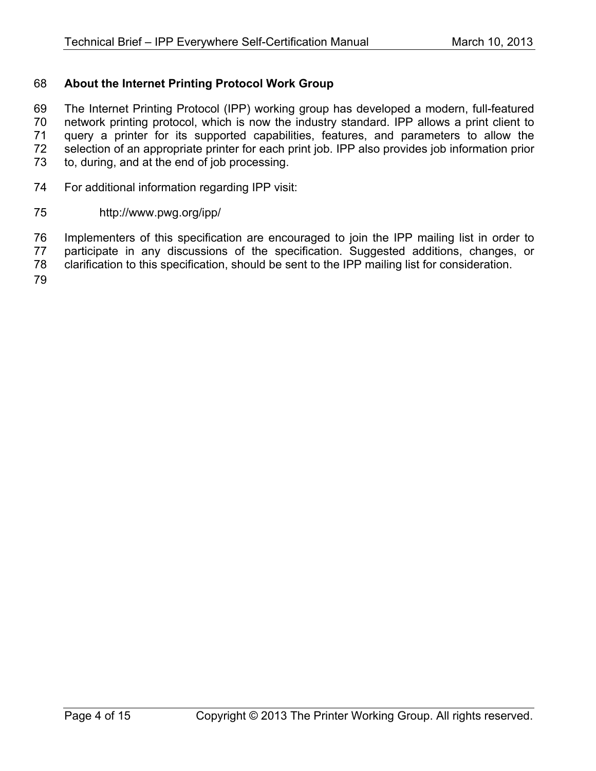## About the Internet Printing Protocol Work Group

The Internet Printing Protocol (IPP) working group has developed a modern, full-featured network printing protocol, which is now the industry standard. IPP allows a print client to query a printer for its supported capabilities, features, and parameters to allow the selection of an appropriate printer for each print job. IPP also provides job information prior to, during, and at the end of job processing.

For additional information regarding IPP visit:

http://www.pwg.org/ipp/

Implementers of this specification are encouraged to join the IPP mailing list in order to participate in any discussions of the specification. Suggested additions, changes, or clarification to this specification, should be sent to the IPP mailing list for consideration.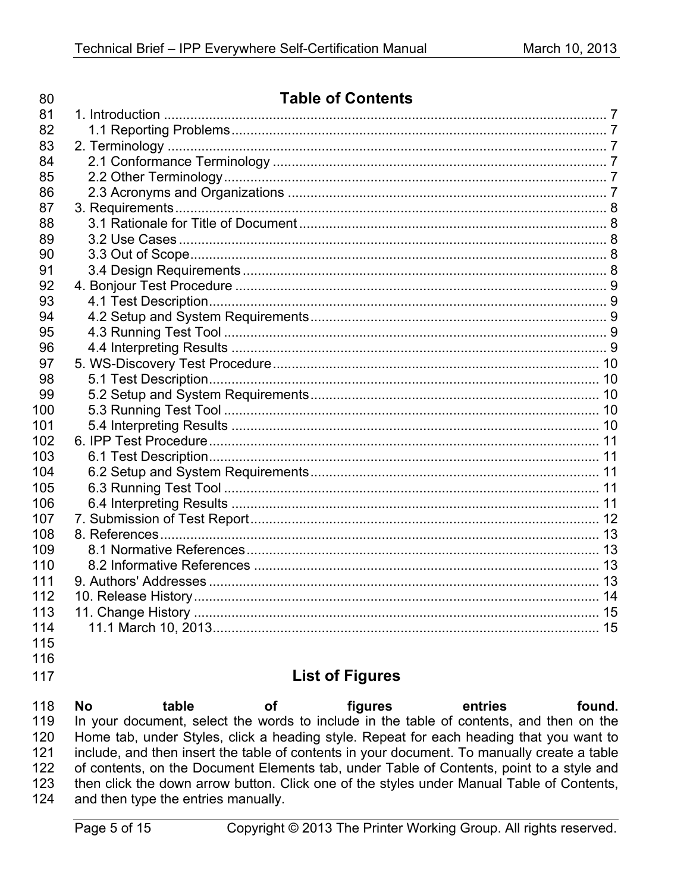## Table of Contents

1. Introduction ..... 7
   - 1.1 Reporting Problems ..... 7
2. Terminology ..... 7
   - 2.1 Conformance Terminology ..... 7
   - 2.2 Other Terminology ..... 7
   - 2.3 Acronyms and Organizations ..... 7
3. Requirements ..... 8
   - 3.1 Rationale for Title of Document ..... 8
   - 3.2 Use Cases ..... 8
   - 3.3 Out of Scope ..... 8
   - 3.4 Design Requirements ..... 8
4. Bonjour Test Procedure ..... 9
   - 4.1 Test Description ..... 9
   - 4.2 Setup and System Requirements ..... 9
   - 4.3 Running Test Tool ..... 9
   - 4.4 Interpreting Results ..... 9
5. WS-Discovery Test Procedure ..... 10
   - 5.1 Test Description ..... 10
   - 5.2 Setup and System Requirements ..... 10
   - 5.3 Running Test Tool ..... 10
   - 5.4 Interpreting Results ..... 10
6. IPP Test Procedure ..... 11
   - 6.1 Test Description ..... 11
   - 6.2 Setup and System Requirements ..... 11
   - 6.3 Running Test Tool ..... 11
   - 6.4 Interpreting Results ..... 11
7. Submission of Test Report ..... 12
8. References ..... 13
   - 8.1 Normative References ..... 13
   - 8.2 Informative References ..... 13
9. Authors' Addresses ..... 13
10. Release History ..... 14
11. Change History ..... 15
    - 11.1 March 10, 2013 ..... 15

## List of Figures

**No table of figures entries found.**
In your document, select the words to include in the table of contents, and then on the Home tab, under Styles, click a heading style. Repeat for each heading that you want to include, and then insert the table of contents in your document. To manually create a table of contents, on the Document Elements tab, under Table of Contents, point to a style and then click the down arrow button. Click one of the styles under Manual Table of Contents, and then type the entries manually.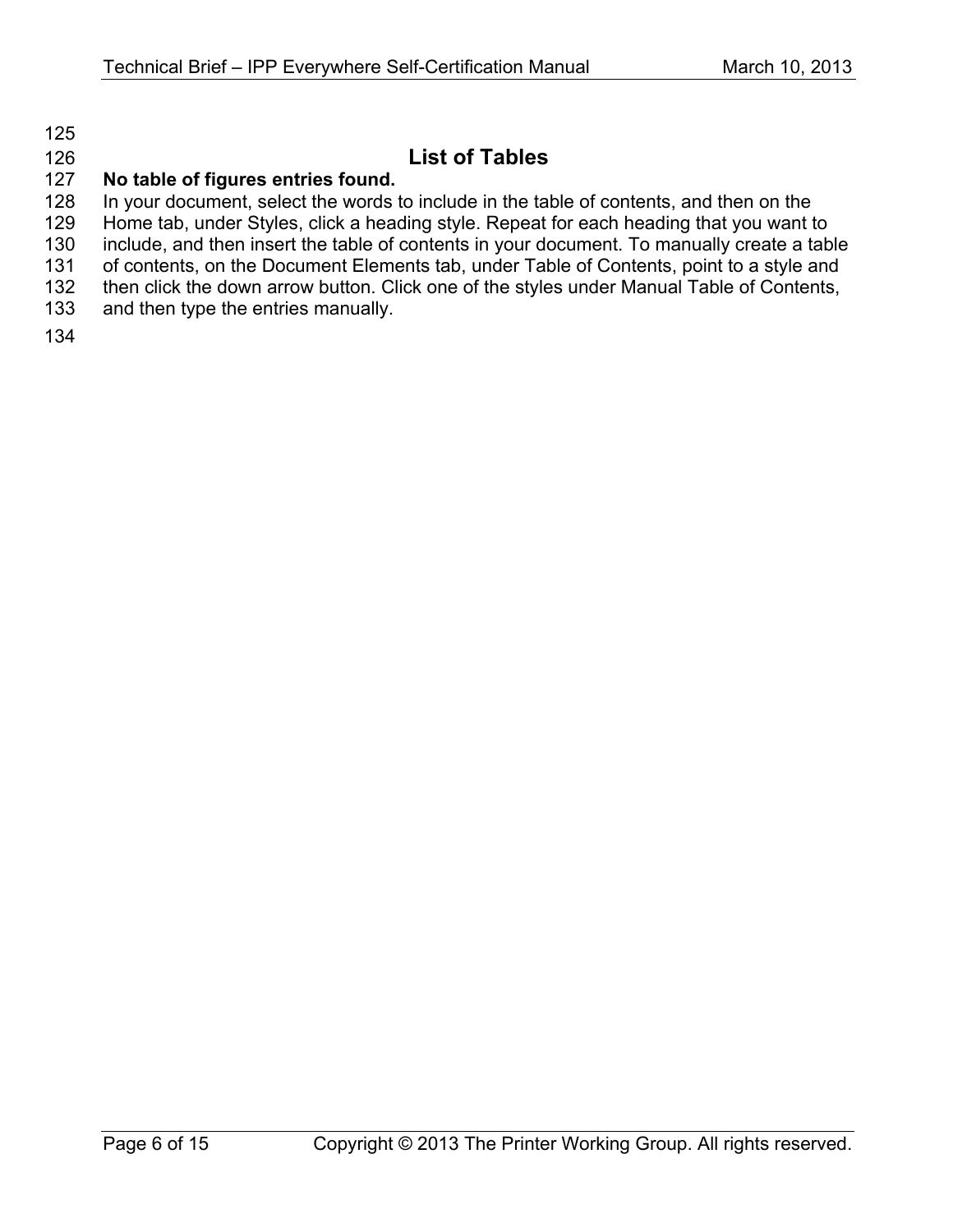# List of Tables

**No table of figures entries found.**

In your document, select the words to include in the table of contents, and then on the Home tab, under Styles, click a heading style. Repeat for each heading that you want to include, and then insert the table of contents in your document. To manually create a table of contents, on the Document Elements tab, under Table of Contents, point to a style and then click the down arrow button. Click one of the styles under Manual Table of Contents, and then type the entries manually.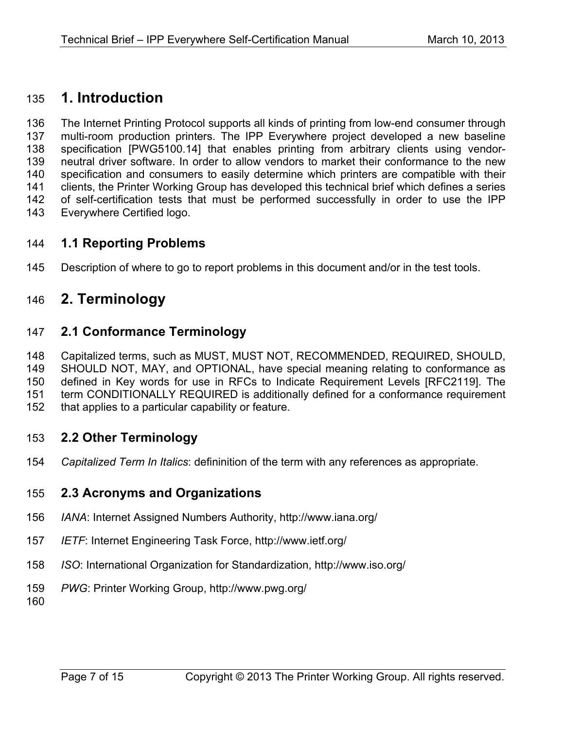# 1. Introduction

The Internet Printing Protocol supports all kinds of printing from low-end consumer through multi-room production printers. The IPP Everywhere project developed a new baseline specification [PWG5100.14] that enables printing from arbitrary clients using vendor-neutral driver software. In order to allow vendors to market their conformance to the new specification and consumers to easily determine which printers are compatible with their clients, the Printer Working Group has developed this technical brief which defines a series of self-certification tests that must be performed successfully in order to use the IPP Everywhere Certified logo.

## 1.1 Reporting Problems

Description of where to go to report problems in this document and/or in the test tools.

# 2. Terminology

## 2.1 Conformance Terminology

Capitalized terms, such as MUST, MUST NOT, RECOMMENDED, REQUIRED, SHOULD, SHOULD NOT, MAY, and OPTIONAL, have special meaning relating to conformance as defined in Key words for use in RFCs to Indicate Requirement Levels [RFC2119]. The term CONDITIONALLY REQUIRED is additionally defined for a conformance requirement that applies to a particular capability or feature.

## 2.2 Other Terminology

*Capitalized Term In Italics*: defininition of the term with any references as appropriate.

## 2.3 Acronyms and Organizations

*IANA*: Internet Assigned Numbers Authority, http://www.iana.org/

*IETF*: Internet Engineering Task Force, http://www.ietf.org/

*ISO*: International Organization for Standardization, http://www.iso.org/

*PWG*: Printer Working Group, http://www.pwg.org/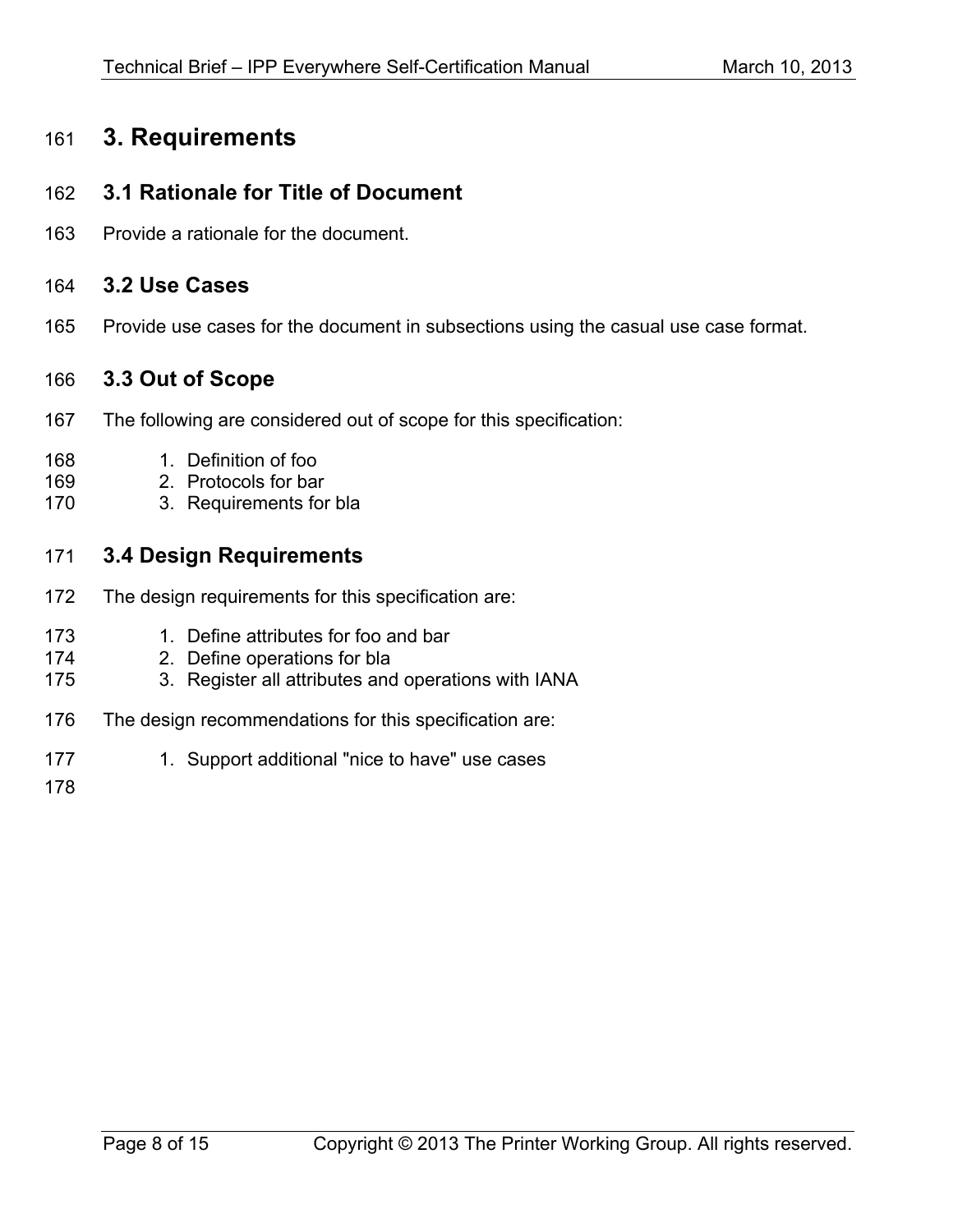# 3. Requirements

## 3.1 Rationale for Title of Document

Provide a rationale for the document.

## 3.2 Use Cases

Provide use cases for the document in subsections using the casual use case format.

## 3.3 Out of Scope

The following are considered out of scope for this specification:

1. Definition of foo
2. Protocols for bar
3. Requirements for bla

## 3.4 Design Requirements

The design requirements for this specification are:

1. Define attributes for foo and bar
2. Define operations for bla
3. Register all attributes and operations with IANA

The design recommendations for this specification are:

1. Support additional "nice to have" use cases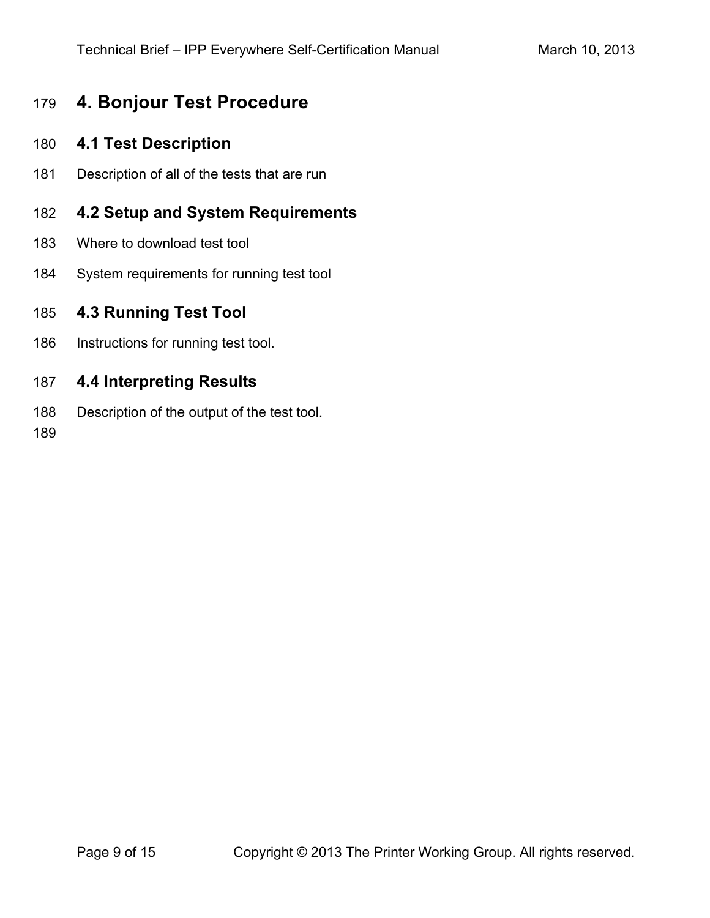# 4. Bonjour Test Procedure

## 4.1 Test Description

Description of all of the tests that are run

## 4.2 Setup and System Requirements

Where to download test tool

System requirements for running test tool

## 4.3 Running Test Tool

Instructions for running test tool.

## 4.4 Interpreting Results

Description of the output of the test tool.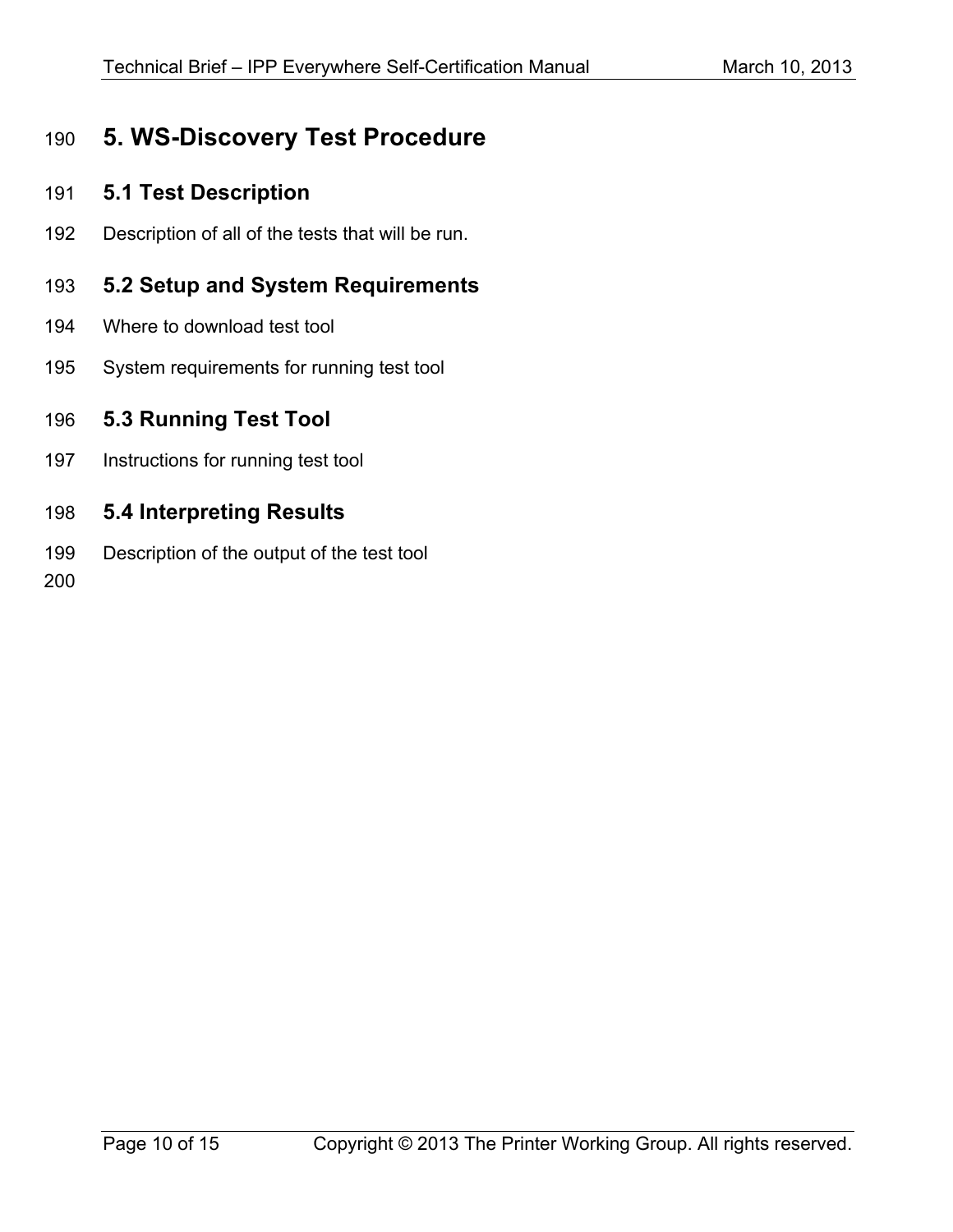# 5. WS-Discovery Test Procedure

## 5.1 Test Description

Description of all of the tests that will be run.

## 5.2 Setup and System Requirements

Where to download test tool

System requirements for running test tool

## 5.3 Running Test Tool

Instructions for running test tool

## 5.4 Interpreting Results

Description of the output of the test tool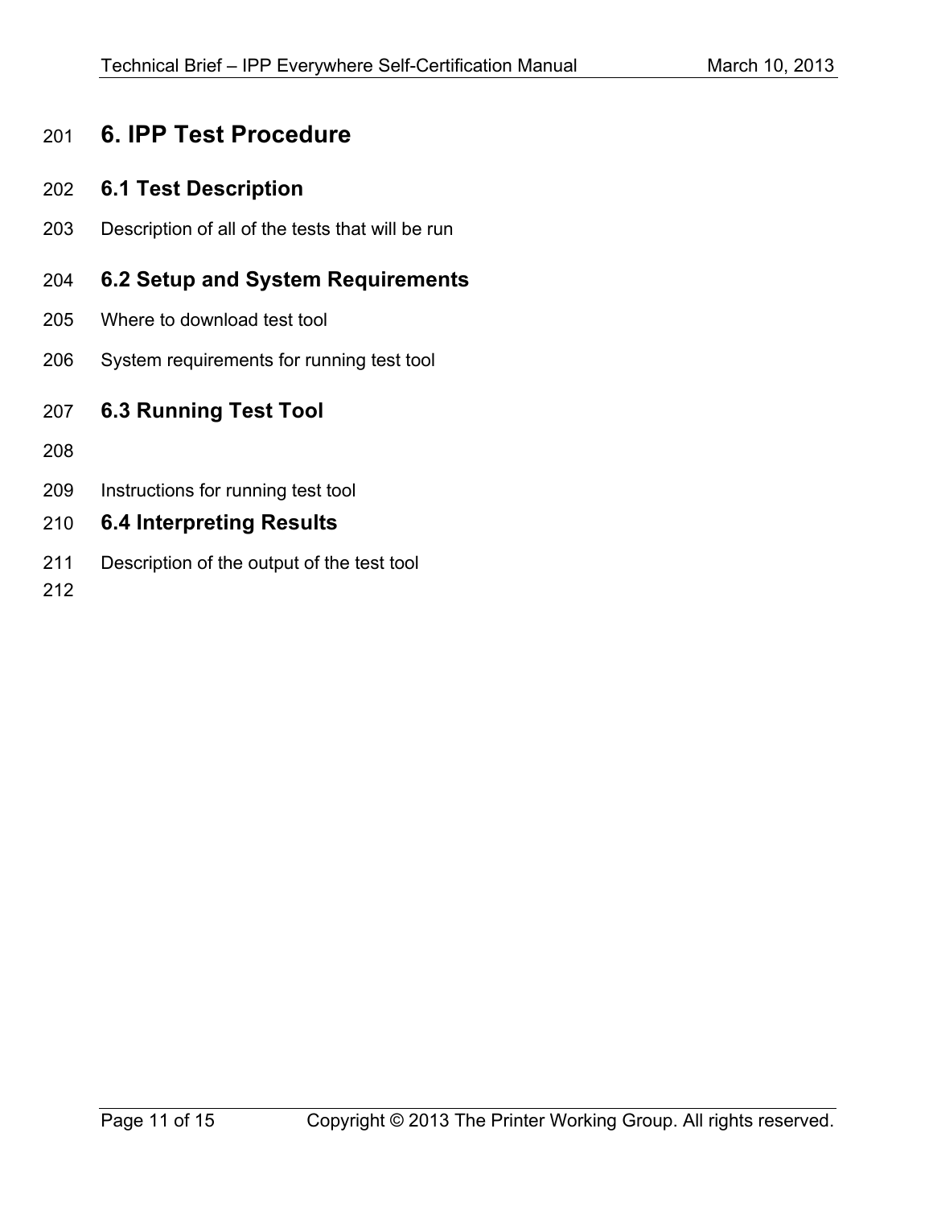# 6. IPP Test Procedure

## 6.1 Test Description

Description of all of the tests that will be run

## 6.2 Setup and System Requirements

Where to download test tool

System requirements for running test tool

## 6.3 Running Test Tool

Instructions for running test tool

## 6.4 Interpreting Results

Description of the output of the test tool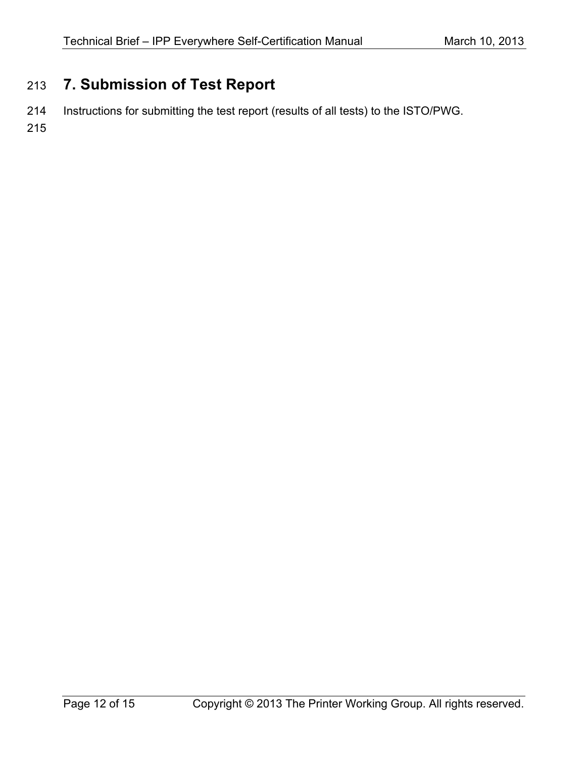# 7. Submission of Test Report

Instructions for submitting the test report (results of all tests) to the ISTO/PWG.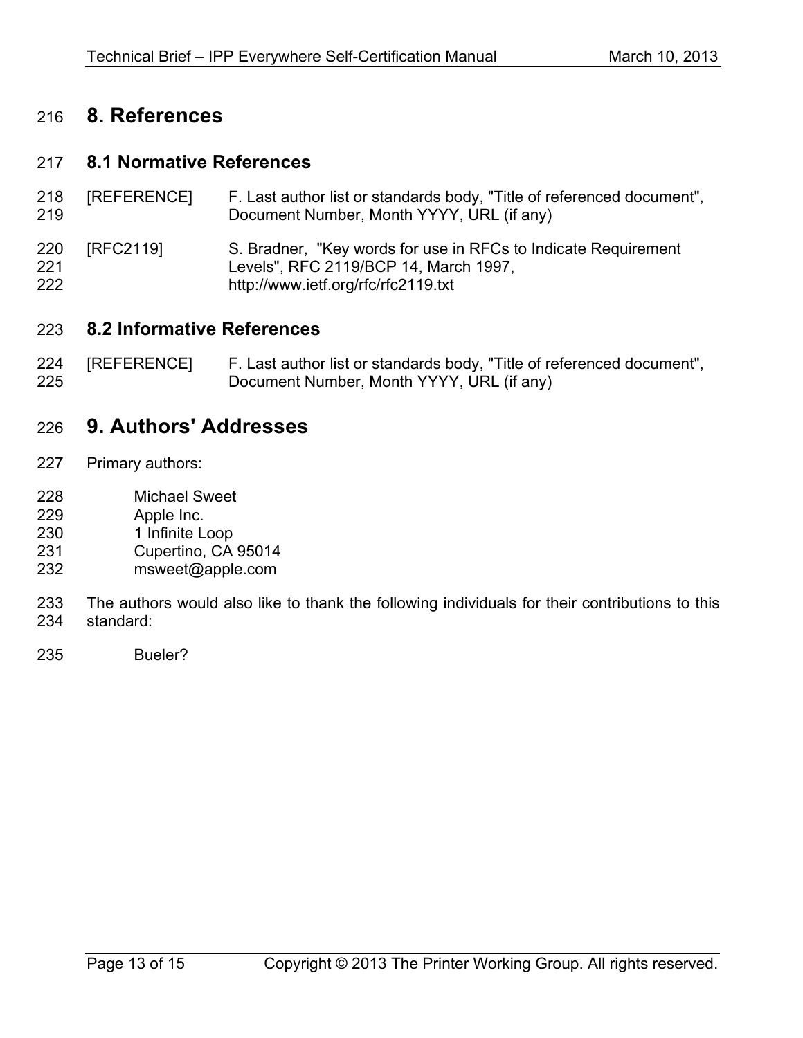# 8. References

## 8.1 Normative References

[REFERENCE] F. Last author list or standards body, "Title of referenced document", Document Number, Month YYYY, URL (if any)

[RFC2119] S. Bradner, "Key words for use in RFCs to Indicate Requirement Levels", RFC 2119/BCP 14, March 1997, http://www.ietf.org/rfc/rfc2119.txt

## 8.2 Informative References

[REFERENCE] F. Last author list or standards body, "Title of referenced document", Document Number, Month YYYY, URL (if any)

# 9. Authors' Addresses

Primary authors:

Michael Sweet
Apple Inc.
1 Infinite Loop
Cupertino, CA 95014
msweet@apple.com

The authors would also like to thank the following individuals for their contributions to this standard:

Bueler?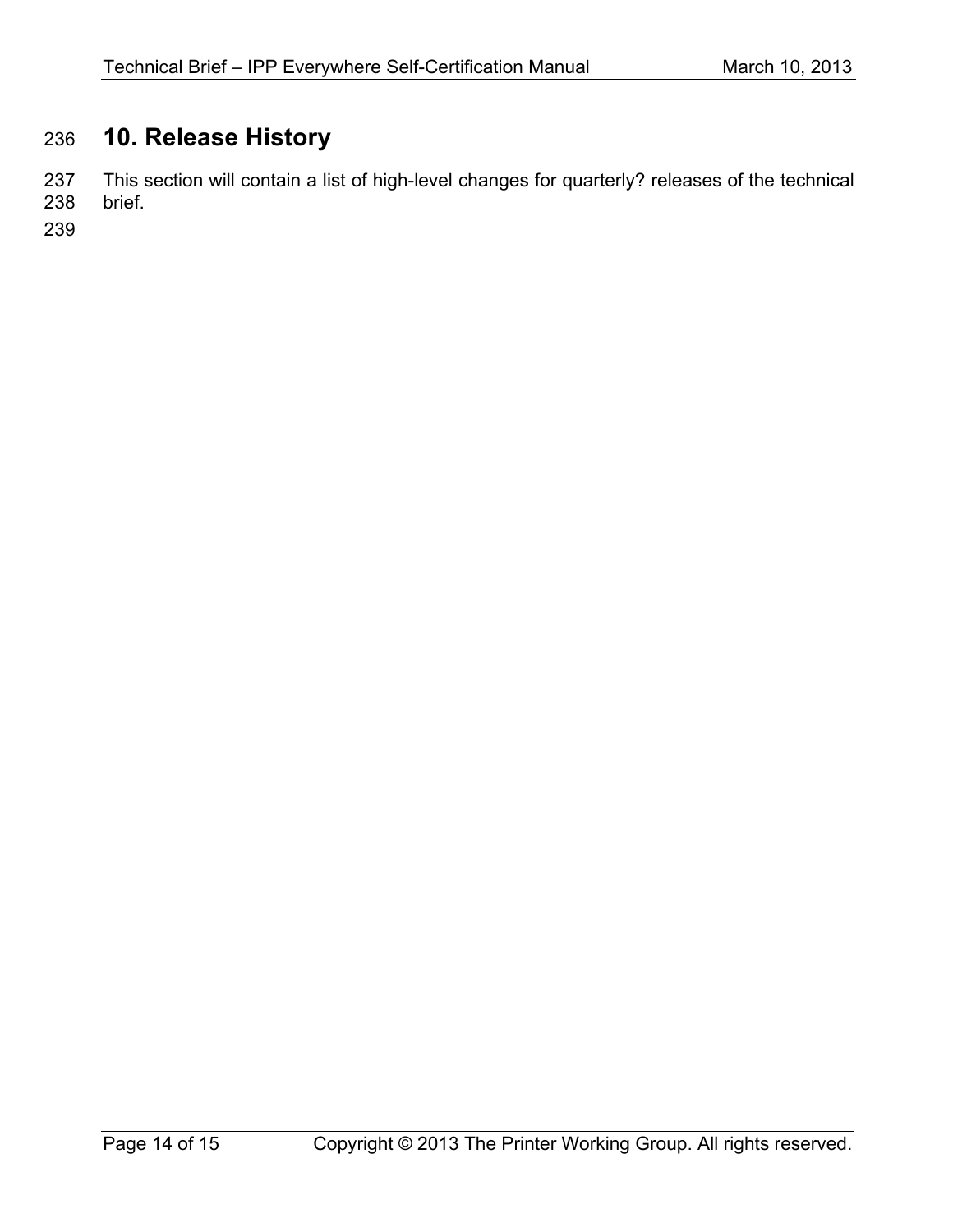# 10. Release History

This section will contain a list of high-level changes for quarterly? releases of the technical brief.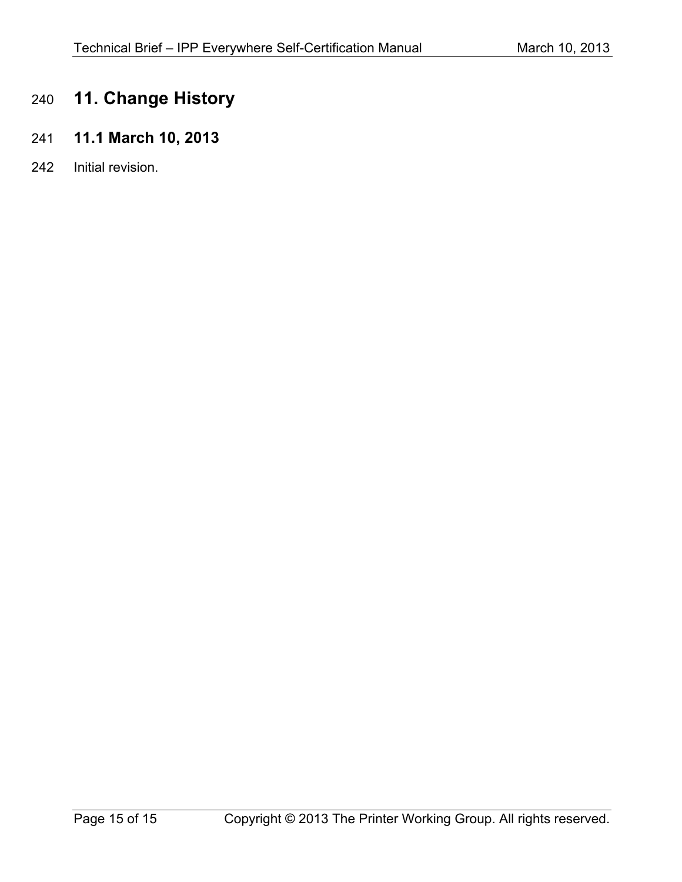# 11. Change History

## 11.1 March 10, 2013

Initial revision.